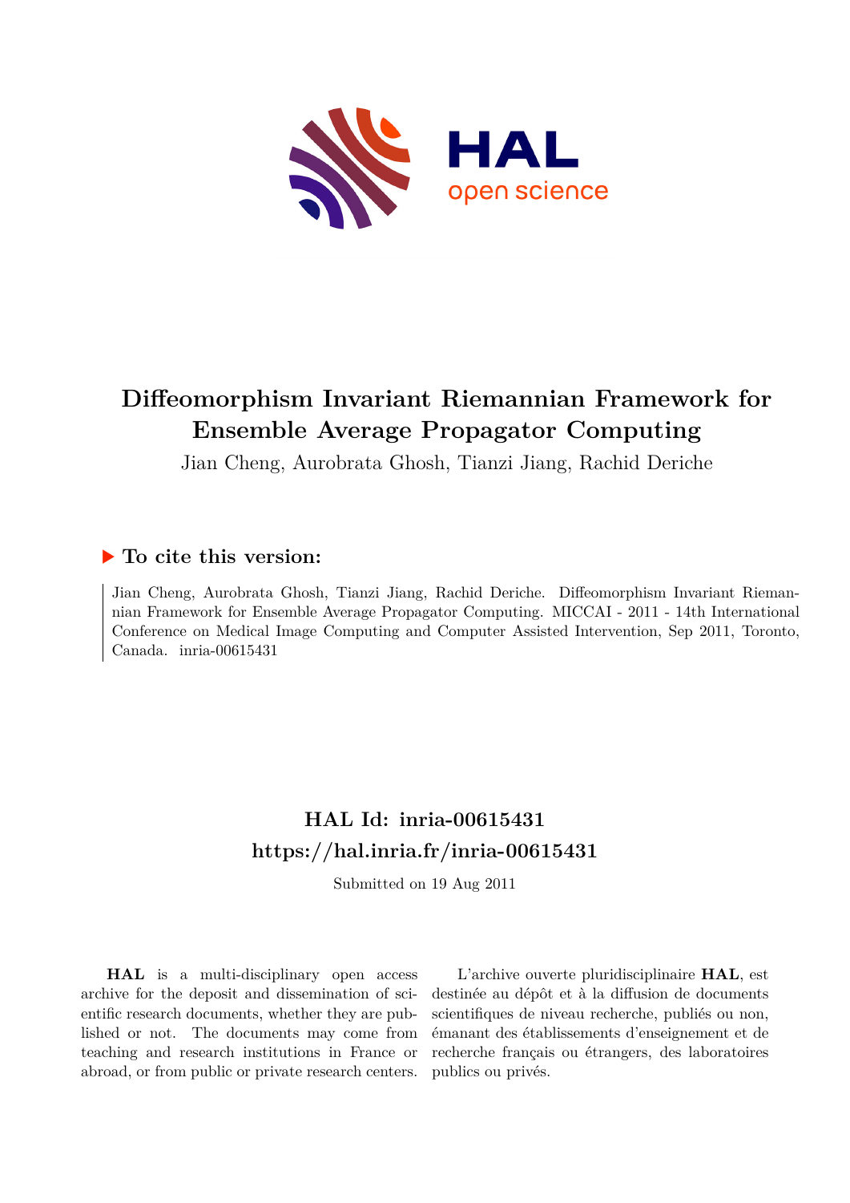# Diffeomorphism Invariant Riemannian Framework for Ensemble Average Propagator Computing

Jian Cheng, Aurobrata Ghosh, Tianzi Jiang, Rachid Deriche

## ▶ To cite this version:

Jian Cheng, Aurobrata Ghosh, Tianzi Jiang, Rachid Deriche. Diffeomorphism Invariant Riemannian Framework for Ensemble Average Propagator Computing. MICCAI - 2011 - 14th International Conference on Medical Image Computing and Computer Assisted Intervention, Sep 2011, Toronto, Canada. inria-00615431

## HAL Id: inria-00615431

## https://hal.inria.fr/inria-00615431

Submitted on 19 Aug 2011

**HAL** is a multi-disciplinary open access archive for the deposit and dissemination of scientific research documents, whether they are published or not. The documents may come from teaching and research institutions in France or abroad, or from public or private research centers.

L'archive ouverte pluridisciplinaire **HAL**, est destinée au dépôt et à la diffusion de documents scientifiques de niveau recherche, publiés ou non, émanant des établissements d'enseignement et de recherche français ou étrangers, des laboratoires publics ou privés.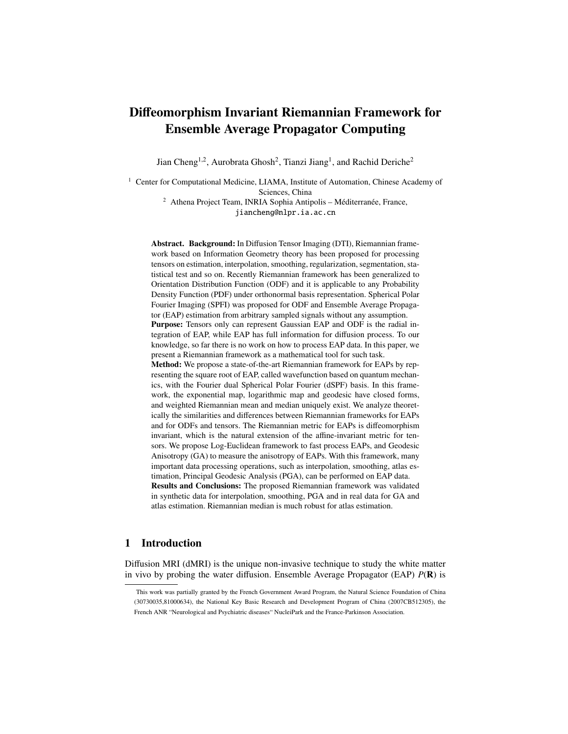# Diffeomorphism Invariant Riemannian Framework for Ensemble Average Propagator Computing

Jian Cheng[1,2], Aurobrata Ghosh[2], Tianzi Jiang[1], and Rachid Deriche[2]

[1] Center for Computational Medicine, LIAMA, Institute of Automation, Chinese Academy of Sciences, China

[2] Athena Project Team, INRIA Sophia Antipolis – Méditerranée, France,
jiancheng@nlpr.ia.ac.cn

**Abstract. Background:** In Diffusion Tensor Imaging (DTI), Riemannian framework based on Information Geometry theory has been proposed for processing tensors on estimation, interpolation, smoothing, regularization, segmentation, statistical test and so on. Recently Riemannian framework has been generalized to Orientation Distribution Function (ODF) and it is applicable to any Probability Density Function (PDF) under orthonormal basis representation. Spherical Polar Fourier Imaging (SPFI) was proposed for ODF and Ensemble Average Propagator (EAP) estimation from arbitrary sampled signals without any assumption.
**Purpose:** Tensors only can represent Gaussian EAP and ODF is the radial integration of EAP, while EAP has full information for diffusion process. To our knowledge, so far there is no work on how to process EAP data. In this paper, we present a Riemannian framework as a mathematical tool for such task.
**Method:** We propose a state-of-the-art Riemannian framework for EAPs by representing the square root of EAP, called wavefunction based on quantum mechanics, with the Fourier dual Spherical Polar Fourier (dSPF) basis. In this framework, the exponential map, logarithmic map and geodesic have closed forms, and weighted Riemannian mean and median uniquely exist. We analyze theoretically the similarities and differences between Riemannian frameworks for EAPs and for ODFs and tensors. The Riemannian metric for EAPs is diffeomorphism invariant, which is the natural extension of the affine-invariant metric for tensors. We propose Log-Euclidean framework to fast process EAPs, and Geodesic Anisotropy (GA) to measure the anisotropy of EAPs. With this framework, many important data processing operations, such as interpolation, smoothing, atlas estimation, Principal Geodesic Analysis (PGA), can be performed on EAP data.
**Results and Conclusions:** The proposed Riemannian framework was validated in synthetic data for interpolation, smoothing, PGA and in real data for GA and atlas estimation. Riemannian median is much robust for atlas estimation.

## 1 Introduction

Diffusion MRI (dMRI) is the unique non-invasive technique to study the white matter in vivo by probing the water diffusion. Ensemble Average Propagator (EAP) $P(\mathbf{R})$ is

This work was partially granted by the French Government Award Program, the Natural Science Foundation of China (30730035,81000634), the National Key Basic Research and Development Program of China (2007CB512305), the French ANR "Neurological and Psychiatric diseases" NucleiPark and the France-Parkinson Association.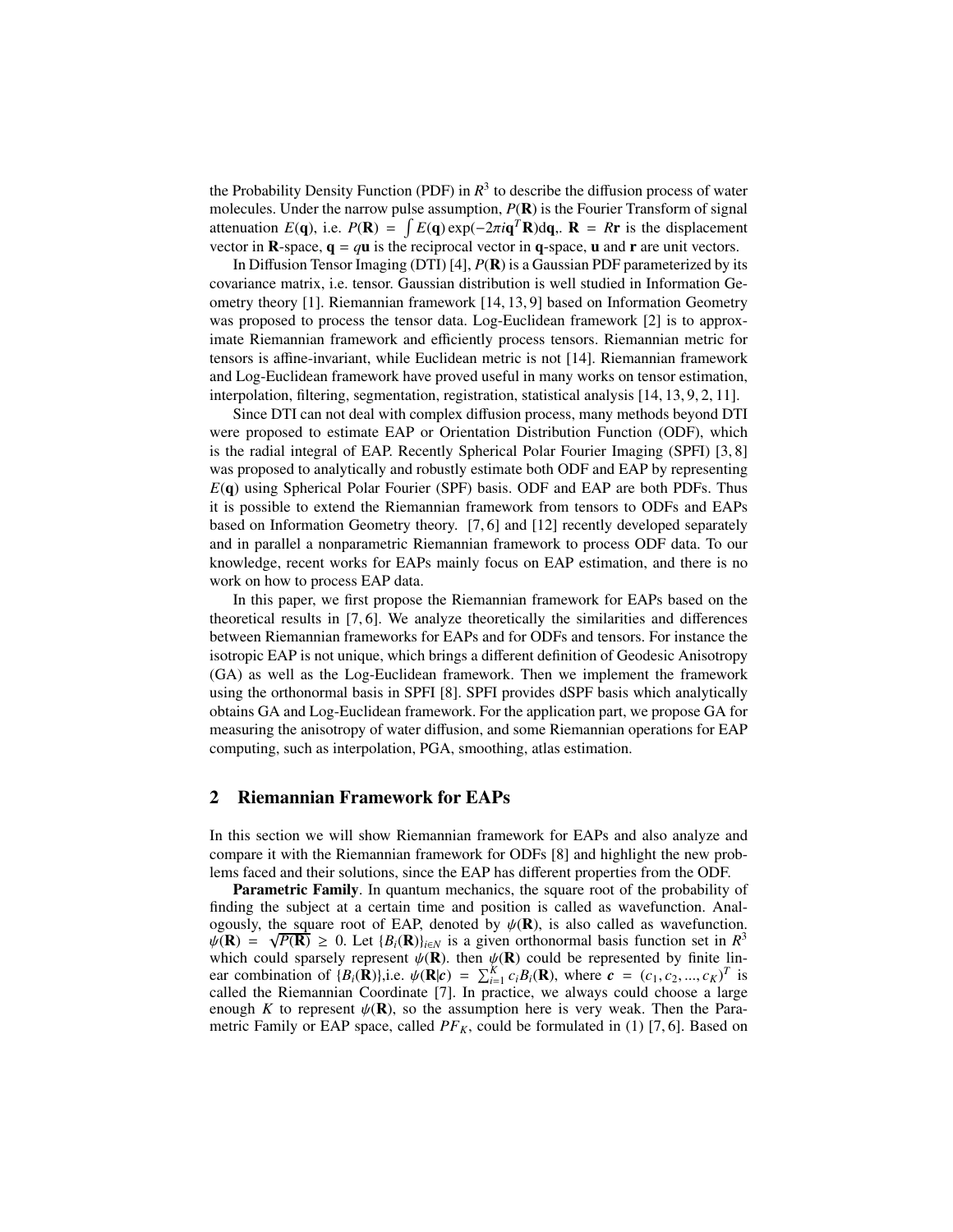the Probability Density Function (PDF) in $R^3$ to describe the diffusion process of water molecules. Under the narrow pulse assumption, $P(\mathbf{R})$ is the Fourier Transform of signal attenuation $E(\mathbf{q})$, i.e. $P(\mathbf{R}) = \int E(\mathbf{q}) \exp(-2\pi i \mathbf{q}^T \mathbf{R}) d\mathbf{q}$,. $\mathbf{R} = R\mathbf{r}$ is the displacement vector in $\mathbf{R}$-space, $\mathbf{q} = q\mathbf{u}$ is the reciprocal vector in $\mathbf{q}$-space, $\mathbf{u}$ and $\mathbf{r}$ are unit vectors.

In Diffusion Tensor Imaging (DTI) [4], $P(\mathbf{R})$ is a Gaussian PDF parameterized by its covariance matrix, i.e. tensor. Gaussian distribution is well studied in Information Geometry theory [1]. Riemannian framework [14, 13, 9] based on Information Geometry was proposed to process the tensor data. Log-Euclidean framework [2] is to approximate Riemannian framework and efficiently process tensors. Riemannian metric for tensors is affine-invariant, while Euclidean metric is not [14]. Riemannian framework and Log-Euclidean framework have proved useful in many works on tensor estimation, interpolation, filtering, segmentation, registration, statistical analysis [14, 13, 9, 2, 11].

Since DTI can not deal with complex diffusion process, many methods beyond DTI were proposed to estimate EAP or Orientation Distribution Function (ODF), which is the radial integral of EAP. Recently Spherical Polar Fourier Imaging (SPFI) [3, 8] was proposed to analytically and robustly estimate both ODF and EAP by representing $E(\mathbf{q})$ using Spherical Polar Fourier (SPF) basis. ODF and EAP are both PDFs. Thus it is possible to extend the Riemannian framework from tensors to ODFs and EAPs based on Information Geometry theory. [7, 6] and [12] recently developed separately and in parallel a nonparametric Riemannian framework to process ODF data. To our knowledge, recent works for EAPs mainly focus on EAP estimation, and there is no work on how to process EAP data.

In this paper, we first propose the Riemannian framework for EAPs based on the theoretical results in [7, 6]. We analyze theoretically the similarities and differences between Riemannian frameworks for EAPs and for ODFs and tensors. For instance the isotropic EAP is not unique, which brings a different definition of Geodesic Anisotropy (GA) as well as the Log-Euclidean framework. Then we implement the framework using the orthonormal basis in SPFI [8]. SPFI provides dSPF basis which analytically obtains GA and Log-Euclidean framework. For the application part, we propose GA for measuring the anisotropy of water diffusion, and some Riemannian operations for EAP computing, such as interpolation, PGA, smoothing, atlas estimation.

## 2 Riemannian Framework for EAPs

In this section we will show Riemannian framework for EAPs and also analyze and compare it with the Riemannian framework for ODFs [8] and highlight the new problems faced and their solutions, since the EAP has different properties from the ODF.

**Parametric Family**. In quantum mechanics, the square root of the probability of finding the subject at a certain time and position is called as wavefunction. Analogously, the square root of EAP, denoted by $\psi(\mathbf{R})$, is also called as wavefunction. $\psi(\mathbf{R}) = \sqrt{P(\mathbf{R})} \geq 0$. Let $\{B_i(\mathbf{R})\}_{i \in N}$ is a given orthonormal basis function set in $R^3$ which could sparsely represent $\psi(\mathbf{R})$. then $\psi(\mathbf{R})$ could be represented by finite linear combination of $\{B_i(\mathbf{R})\}$,i.e. $\psi(\mathbf{R}|\boldsymbol{c}) = \sum_{i=1}^{K} c_i B_i(\mathbf{R})$, where $\boldsymbol{c} = (c_1, c_2, ..., c_K)^T$ is called the Riemannian Coordinate [7]. In practice, we always could choose a large enough $K$ to represent $\psi(\mathbf{R})$, so the assumption here is very weak. Then the Parametric Family or EAP space, called $PF_K$, could be formulated in (1) [7, 6]. Based on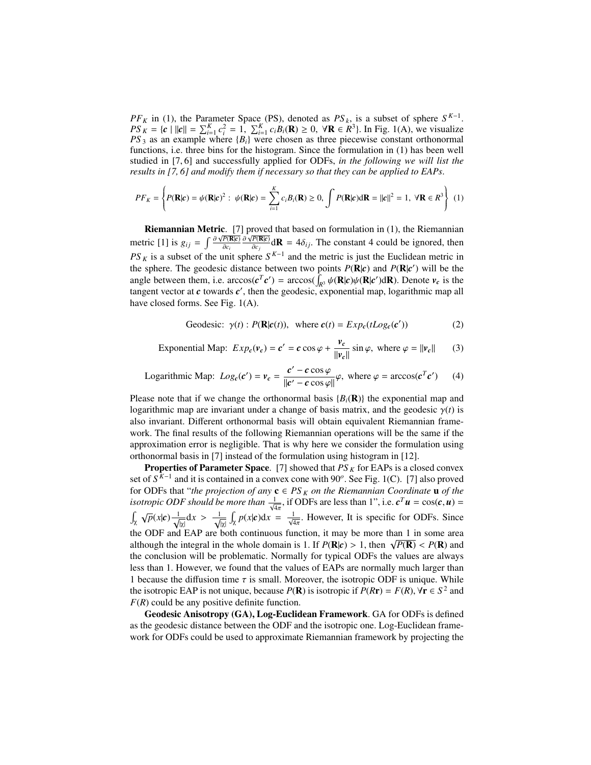$PF_K$ in (1), the Parameter Space (PS), denoted as $PS_k$, is a subset of sphere $S^{K-1}$. $PS_K = \{\boldsymbol{c} \mid \|\boldsymbol{c}\| = \sum_{i=1}^K c_i^2 = 1,\ \sum_{i=1}^K c_i B_i(\mathbf{R}) \geq 0,\ \forall \mathbf{R} \in R^3\}$. In Fig. 1(A), we visualize $PS_3$ as an example where $\{B_i\}$ were chosen as three piecewise constant orthonormal functions, i.e. three bins for the histogram. Since the formulation in (1) has been well studied in [7, 6] and successfully applied for ODFs, *in the following we will list the results in [7, 6] and modify them if necessary so that they can be applied to EAPs*.

$$PF_K = \left\{ P(\mathbf{R}|\boldsymbol{c}) = \psi(\mathbf{R}|\boldsymbol{c})^2 : \ \psi(\mathbf{R}|\boldsymbol{c}) = \sum_{i=1}^K c_i B_i(\mathbf{R}) \geq 0,\ \int P(\mathbf{R}|\boldsymbol{c}) \mathrm{d}\mathbf{R} = \|\boldsymbol{c}\|^2 = 1,\ \forall \mathbf{R} \in R^3 \right\} \quad (1)$$

**Riemannian Metric**. [7] proved that based on formulation in (1), the Riemannian metric [1] is $g_{ij} = \int \frac{\partial \sqrt{P(\mathbf{R}|\boldsymbol{c})}}{\partial c_i} \frac{\partial \sqrt{P(\mathbf{R}|\boldsymbol{c})}}{\partial c_j} \mathrm{d}\mathbf{R} = 4\delta_{ij}$. The constant 4 could be ignored, then $PS_K$ is a subset of the unit sphere $S^{K-1}$ and the metric is just the Euclidean metric in the sphere. The geodesic distance between two points $P(\mathbf{R}|\boldsymbol{c})$ and $P(\mathbf{R}|\boldsymbol{c}')$ will be the angle between them, i.e. $\arccos(\boldsymbol{c}^T\boldsymbol{c}') = \arccos(\int_{R^3} \psi(\mathbf{R}|\boldsymbol{c})\psi(\mathbf{R}|\boldsymbol{c}')\mathrm{d}\mathbf{R})$. Denote $\boldsymbol{v_c}$ is the tangent vector at $\boldsymbol{c}$ towards $\boldsymbol{c}'$, then the geodesic, exponential map, logarithmic map all have closed forms. See Fig. 1(A).

$$\text{Geodesic:}\ \gamma(t) : P(\mathbf{R}|\boldsymbol{c}(t)),\ \ \text{where}\ \boldsymbol{c}(t) = Exp_{\boldsymbol{c}}(tLog_{\boldsymbol{c}}(\boldsymbol{c}')) \quad (2)$$

$$\text{Exponential Map:}\ Exp_{\boldsymbol{c}}(\boldsymbol{v_c}) = \boldsymbol{c}' = \boldsymbol{c}\cos\varphi + \frac{\boldsymbol{v_c}}{\|\boldsymbol{v_c}\|}\sin\varphi,\ \text{where}\ \varphi = \|\boldsymbol{v_c}\| \quad (3)$$

$$\text{Logarithmic Map:}\ Log_{\boldsymbol{c}}(\boldsymbol{c}') = \boldsymbol{v_c} = \frac{\boldsymbol{c}' - \boldsymbol{c}\cos\varphi}{\|\boldsymbol{c}' - \boldsymbol{c}\cos\varphi\|}\varphi,\ \text{where}\ \varphi = \arccos(\boldsymbol{c}^T\boldsymbol{c}') \quad (4)$$

Please note that if we change the orthonormal basis $\{B_i(\mathbf{R})\}$ the exponential map and logarithmic map are invariant under a change of basis matrix, and the geodesic $\gamma(t)$ is also invariant. Different orthonormal basis will obtain equivalent Riemannian framework. The final results of the following Riemannian operations will be the same if the approximation error is negligible. That is why here we consider the formulation using orthonormal basis in [7] instead of the formulation using histogram in [12].

**Properties of Parameter Space**. [7] showed that $PS_K$ for EAPs is a closed convex set of $S^{K-1}$ and it is contained in a convex cone with $90^o$. See Fig. 1(C). [7] also proved for ODFs that "*the projection of any* $\mathbf{c} \in PS_K$ *on the Riemannian Coordinate* $\mathbf{u}$ *of the isotropic ODF should be more than* $\frac{1}{\sqrt{4\pi}}$, if ODFs are less than 1", i.e. $\boldsymbol{c}^T\boldsymbol{u} = \cos(\boldsymbol{c}, \boldsymbol{u}) = \int_\chi \sqrt{p}(x|\boldsymbol{c})\frac{1}{\sqrt{|\chi|}}\mathrm{d}x > \frac{1}{\sqrt{|\chi|}}\int_\chi p(x|\boldsymbol{c})\mathrm{d}x = \frac{1}{\sqrt{4\pi}}$. However, It is specific for ODFs. Since the ODF and EAP are both continuous function, it may be more than 1 in some area although the integral in the whole domain is 1. If $P(\mathbf{R}|\boldsymbol{c}) > 1$, then $\sqrt{P(\mathbf{R})} < P(\mathbf{R})$ and the conclusion will be problematic. Normally for typical ODFs the values are always less than 1. However, we found that the values of EAPs are normally much larger than 1 because the diffusion time $\tau$ is small. Moreover, the isotropic ODF is unique. While the isotropic EAP is not unique, because $P(\mathbf{R})$ is isotropic if $P(R\mathbf{r}) = F(R), \forall \mathbf{r} \in S^2$ and $F(R)$ could be any positive definite function.

**Geodesic Anisotropy (GA), Log-Euclidean Framework**. GA for ODFs is defined as the geodesic distance between the ODF and the isotropic one. Log-Euclidean framework for ODFs could be used to approximate Riemannian framework by projecting the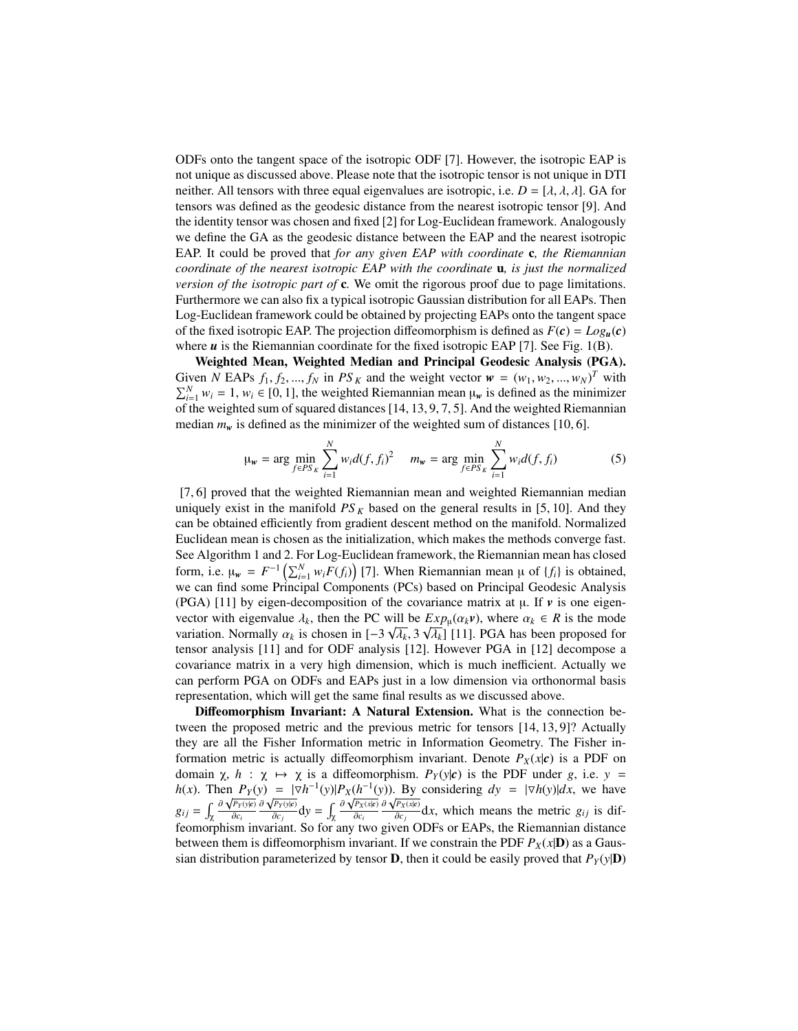ODFs onto the tangent space of the isotropic ODF [7]. However, the isotropic EAP is not unique as discussed above. Please note that the isotropic tensor is not unique in DTI neither. All tensors with three equal eigenvalues are isotropic, i.e. $D = [\lambda, \lambda, \lambda]$. GA for tensors was defined as the geodesic distance from the nearest isotropic tensor [9]. And the identity tensor was chosen and fixed [2] for Log-Euclidean framework. Analogously we define the GA as the geodesic distance between the EAP and the nearest isotropic EAP. It could be proved that *for any given EAP with coordinate* $\mathbf{c}$*, the Riemannian coordinate of the nearest isotropic EAP with the coordinate* $\mathbf{u}$*, is just the normalized version of the isotropic part of* $\mathbf{c}$. We omit the rigorous proof due to page limitations. Furthermore we can also fix a typical isotropic Gaussian distribution for all EAPs. Then Log-Euclidean framework could be obtained by projecting EAPs onto the tangent space of the fixed isotropic EAP. The projection diffeomorphism is defined as $F(\boldsymbol{c}) = Log_{\boldsymbol{u}}(\boldsymbol{c})$ where $\boldsymbol{u}$ is the Riemannian coordinate for the fixed isotropic EAP [7]. See Fig. 1(B).

**Weighted Mean, Weighted Median and Principal Geodesic Analysis (PGA).** Given $N$ EAPs $f_1, f_2, ..., f_N$ in $PS_K$ and the weight vector $\boldsymbol{w} = (w_1, w_2, ..., w_N)^T$ with $\sum_{i=1}^N w_i = 1$, $w_i \in [0, 1]$, the weighted Riemannian mean $\mu_{\boldsymbol{w}}$ is defined as the minimizer of the weighted sum of squared distances [14, 13, 9, 7, 5]. And the weighted Riemannian median $m_{\boldsymbol{w}}$ is defined as the minimizer of the weighted sum of distances [10, 6].

$$\mu_{\boldsymbol{w}} = \arg\min_{f \in PS_K} \sum_{i=1}^N w_i d(f, f_i)^2 \quad m_{\boldsymbol{w}} = \arg\min_{f \in PS_K} \sum_{i=1}^N w_i d(f, f_i) \tag{5}$$

[7, 6] proved that the weighted Riemannian mean and weighted Riemannian median uniquely exist in the manifold $PS_K$ based on the general results in [5, 10]. And they can be obtained efficiently from gradient descent method on the manifold. Normalized Euclidean mean is chosen as the initialization, which makes the methods converge fast. See Algorithm 1 and 2. For Log-Euclidean framework, the Riemannian mean has closed form, i.e. $\mu_{\boldsymbol{w}} = F^{-1}\left(\sum_{i=1}^N w_i F(f_i)\right)$ [7]. When Riemannian mean $\mu$ of $\{f_i\}$ is obtained, we can find some Principal Components (PCs) based on Principal Geodesic Analysis (PGA) [11] by eigen-decomposition of the covariance matrix at $\mu$. If $\boldsymbol{v}$ is one eigenvector with eigenvalue $\lambda_k$, then the PC will be $Exp_\mu(\alpha_k \boldsymbol{v})$, where $\alpha_k \in R$ is the mode variation. Normally $\alpha_k$ is chosen in $[-3\sqrt{\lambda_k}, 3\sqrt{\lambda_k}]$ [11]. PGA has been proposed for tensor analysis [11] and for ODF analysis [12]. However PGA in [12] decompose a covariance matrix in a very high dimension, which is much inefficient. Actually we can perform PGA on ODFs and EAPs just in a low dimension via orthonormal basis representation, which will get the same final results as we discussed above.

**Diffeomorphism Invariant: A Natural Extension.** What is the connection between the proposed metric and the previous metric for tensors [14, 13, 9]? Actually they are all the Fisher Information metric in Information Geometry. The Fisher information metric is actually diffeomorphism invariant. Denote $P_X(x|\boldsymbol{c})$ is a PDF on domain $\chi$, $h : \chi \mapsto \chi$ is a diffeomorphism. $P_Y(y|\boldsymbol{c})$ is the PDF under $g$, i.e. $y = h(x)$. Then $P_Y(y) = |\nabla h^{-1}(y)| P_X(h^{-1}(y))$. By considering $dy = |\nabla h(y)| dx$, we have $g_{ij} = \int_\chi \frac{\partial \sqrt{P_Y(y|\boldsymbol{c})}}{\partial c_i} \frac{\partial \sqrt{P_Y(y|\boldsymbol{c})}}{\partial c_j} \mathrm{d}y = \int_\chi \frac{\partial \sqrt{P_X(x|\boldsymbol{c})}}{\partial c_i} \frac{\partial \sqrt{P_X(x|\boldsymbol{c})}}{\partial c_j} \mathrm{d}x$, which means the metric $g_{ij}$ is diffeomorphism invariant. So for any two given ODFs or EAPs, the Riemannian distance between them is diffeomorphism invariant. If we constrain the PDF $P_X(x|\mathbf{D})$ as a Gaussian distribution parameterized by tensor $\mathbf{D}$, then it could be easily proved that $P_Y(y|\mathbf{D})$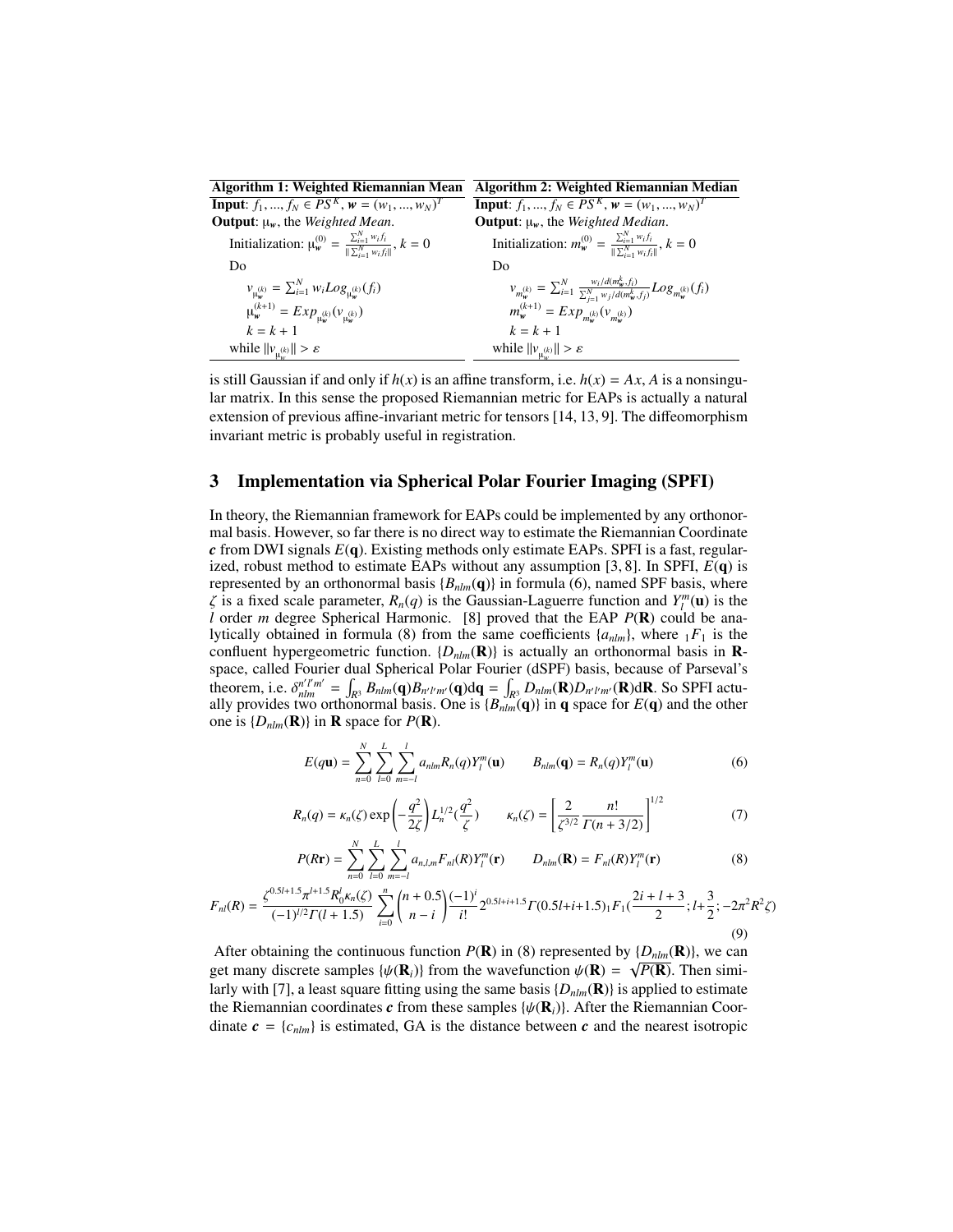| **Algorithm 1: Weighted Riemannian Mean** | **Algorithm 2: Weighted Riemannian Median** |
|---|---|
| **Input**: $f_1, ..., f_N \in PS^K$, $\boldsymbol{w} = (w_1, ..., w_N)^T$ | **Input**: $f_1, ..., f_N \in PS^K$, $\boldsymbol{w} = (w_1, ..., w_N)^T$ |
| **Output**: $\mu_{\boldsymbol{w}}$, the *Weighted Mean*. | **Output**: $\mu_{\boldsymbol{w}}$, the *Weighted Median*. |
| Initialization: $\mu_{\boldsymbol{w}}^{(0)} = \frac{\sum_{i=1}^N w_i f_i}{\\|\sum_{i=1}^N w_i f_i\\|}$, $k = 0$ | Initialization: $m_{\boldsymbol{w}}^{(0)} = \frac{\sum_{i=1}^N w_i f_i}{\\|\sum_{i=1}^N w_i f_i\\|}$, $k = 0$ |
| Do | Do |
| $v_{\mu_{\boldsymbol{w}}^{(k)}} = \sum_{i=1}^N w_i Log_{\mu_{\boldsymbol{w}}^{(k)}}(f_i)$ | $v_{m_{\boldsymbol{w}}^{(k)}} = \sum_{i=1}^N \frac{w_i/d(m_{\boldsymbol{w}}^k, f_i)}{\sum_{j=1}^N w_j/d(m_{\boldsymbol{w}}^k, f_j)} Log_{m_{\boldsymbol{w}}^{(k)}}(f_i)$ |
| $\mu_{\boldsymbol{w}}^{(k+1)} = Exp_{\mu_{\boldsymbol{w}}^{(k)}}(v_{\mu_{\boldsymbol{w}}^{(k)}})$ | $m_{\boldsymbol{w}}^{(k+1)} = Exp_{m_{\boldsymbol{w}}^{(k)}}(v_{m_{\boldsymbol{w}}^{(k)}})$ |
| $k = k + 1$ | $k = k + 1$ |
| while $\\|v_{\mu_{\boldsymbol{w}}^{(k)}}\\| > \varepsilon$ | while $\\|v_{\mu_{\boldsymbol{w}}^{(k)}}\\| > \varepsilon$ |

is still Gaussian if and only if $h(x)$ is an affine transform, i.e. $h(x) = Ax$, $A$ is a nonsingular matrix. In this sense the proposed Riemannian metric for EAPs is actually a natural extension of previous affine-invariant metric for tensors [14, 13, 9]. The diffeomorphism invariant metric is probably useful in registration.

## 3 Implementation via Spherical Polar Fourier Imaging (SPFI)

In theory, the Riemannian framework for EAPs could be implemented by any orthonormal basis. However, so far there is no direct way to estimate the Riemannian Coordinate $\boldsymbol{c}$ from DWI signals $E(\mathbf{q})$. Existing methods only estimate EAPs. SPFI is a fast, regularized, robust method to estimate EAPs without any assumption [3, 8]. In SPFI, $E(\mathbf{q})$ is represented by an orthonormal basis $\{B_{nlm}(\mathbf{q})\}$ in formula (6), named SPF basis, where $\zeta$ is a fixed scale parameter, $R_n(q)$ is the Gaussian-Laguerre function and $Y_l^m(\mathbf{u})$ is the $l$ order $m$ degree Spherical Harmonic. [8] proved that the EAP $P(\mathbf{R})$ could be analytically obtained in formula (8) from the same coefficients $\{a_{nlm}\}$, where ${}_1F_1$ is the confluent hypergeometric function. $\{D_{nlm}(\mathbf{R})\}$ is actually an orthonormal basis in $\mathbf{R}$-space, called Fourier dual Spherical Polar Fourier (dSPF) basis, because of Parseval's theorem, i.e. $\delta_{nlm}^{n'l'm'} = \int_{R^3} B_{nlm}(\mathbf{q}) B_{n'l'm'}(\mathbf{q}) \mathrm{d}\mathbf{q} = \int_{R^3} D_{nlm}(\mathbf{R}) D_{n'l'm'}(\mathbf{R}) \mathrm{d}\mathbf{R}$. So SPFI actually provides two orthonormal basis. One is $\{B_{nlm}(\mathbf{q})\}$ in $\mathbf{q}$ space for $E(\mathbf{q})$ and the other one is $\{D_{nlm}(\mathbf{R})\}$ in $\mathbf{R}$ space for $P(\mathbf{R})$.

$$E(q\mathbf{u}) = \sum_{n=0}^{N} \sum_{l=0}^{L} \sum_{m=-l}^{l} a_{nlm} R_n(q) Y_l^m(\mathbf{u}) \qquad B_{nlm}(\mathbf{q}) = R_n(q) Y_l^m(\mathbf{u}) \tag{6}$$

$$R_n(q) = \kappa_n(\zeta) \exp\left(-\frac{q^2}{2\zeta}\right) L_n^{1/2}\left(\frac{q^2}{\zeta}\right) \qquad \kappa_n(\zeta) = \left[\frac{2}{\zeta^{3/2}} \frac{n!}{\Gamma(n+3/2)}\right]^{1/2} \tag{7}$$

$$P(R\mathbf{r}) = \sum_{n=0}^{N} \sum_{l=0}^{L} \sum_{m=-l}^{l} a_{n,l,m} F_{nl}(R) Y_l^m(\mathbf{r}) \qquad D_{nlm}(\mathbf{R}) = F_{nl}(R) Y_l^m(\mathbf{r}) \tag{8}$$

$$F_{nl}(R) = \frac{\zeta^{0.5l+1.5} \pi^{l+1.5} R_0^l \kappa_n(\zeta)}{(-1)^{l/2} \Gamma(l+1.5)} \sum_{i=0}^{n} \binom{n+0.5}{n-i} \frac{(-1)^i}{i!} 2^{0.5l+i+1.5} \Gamma(0.5l+i+1.5) {}_1F_1\left(\frac{2i+l+3}{2}; l+\frac{3}{2}; -2\pi^2 R^2 \zeta\right) \tag{9}$$

After obtaining the continuous function $P(\mathbf{R})$ in (8) represented by $\{D_{nlm}(\mathbf{R})\}$, we can get many discrete samples $\{\psi(\mathbf{R}_i)\}$ from the wavefunction $\psi(\mathbf{R}) = \sqrt{P(\mathbf{R})}$. Then similarly with [7], a least square fitting using the same basis $\{D_{nlm}(\mathbf{R})\}$ is applied to estimate the Riemannian coordinates $\boldsymbol{c}$ from these samples $\{\psi(\mathbf{R}_i)\}$. After the Riemannian Coordinate $\boldsymbol{c} = \{c_{nlm}\}$ is estimated, GA is the distance between $\boldsymbol{c}$ and the nearest isotropic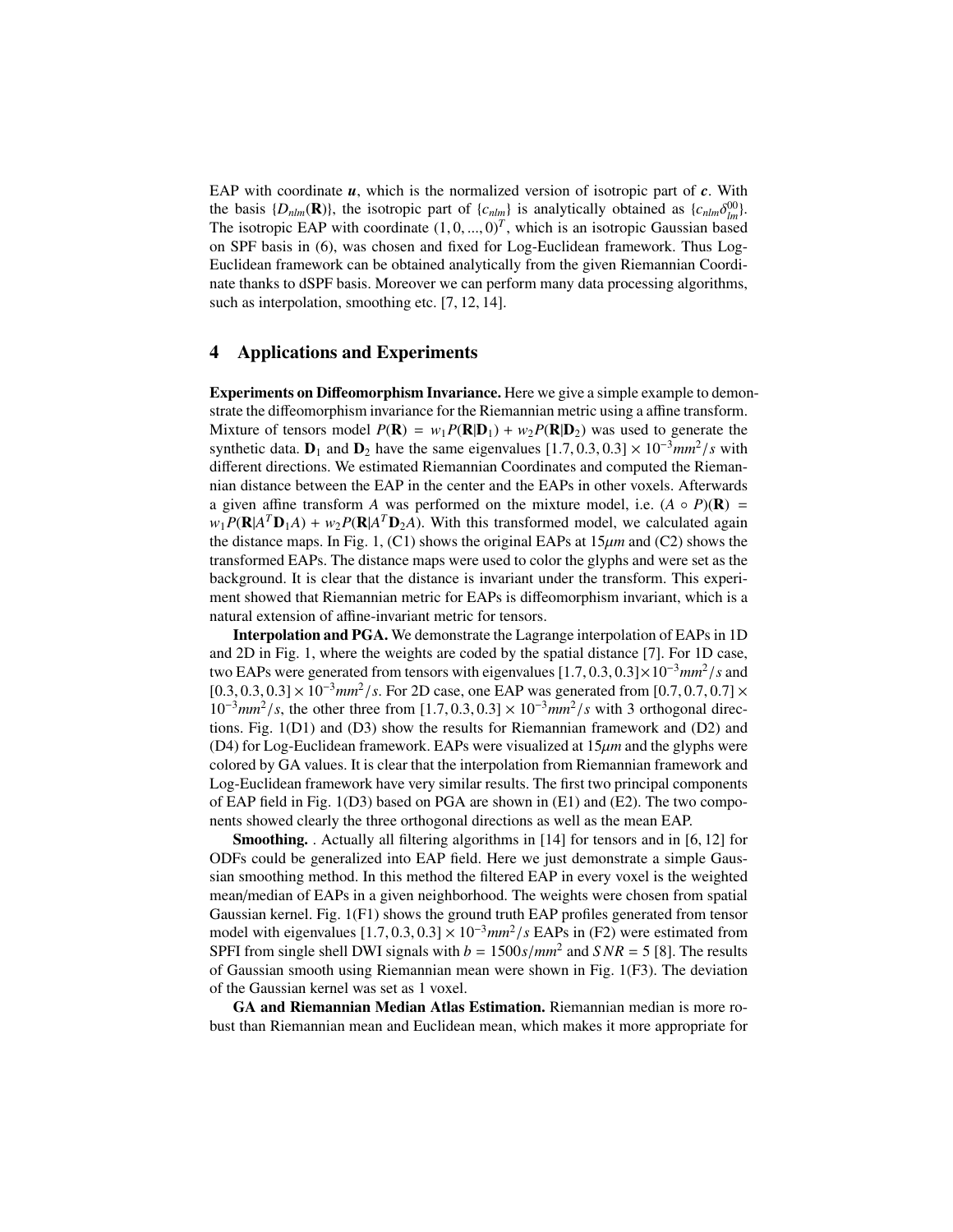EAP with coordinate $\boldsymbol{u}$, which is the normalized version of isotropic part of $\boldsymbol{c}$. With the basis $\{D_{nlm}(\mathbf{R})\}$, the isotropic part of $\{c_{nlm}\}$ is analytically obtained as $\{c_{nlm}\delta_{lm}^{00}\}$. The isotropic EAP with coordinate $(1, 0, ..., 0)^T$, which is an isotropic Gaussian based on SPF basis in (6), was chosen and fixed for Log-Euclidean framework. Thus Log-Euclidean framework can be obtained analytically from the given Riemannian Coordinate thanks to dSPF basis. Moreover we can perform many data processing algorithms, such as interpolation, smoothing etc. [7, 12, 14].

## 4 Applications and Experiments

**Experiments on Diffeomorphism Invariance.** Here we give a simple example to demonstrate the diffeomorphism invariance for the Riemannian metric using a affine transform. Mixture of tensors model $P(\mathbf{R}) = w_1 P(\mathbf{R}|\mathbf{D}_1) + w_2 P(\mathbf{R}|\mathbf{D}_2)$ was used to generate the synthetic data. $\mathbf{D}_1$ and $\mathbf{D}_2$ have the same eigenvalues $[1.7, 0.3, 0.3] \times 10^{-3} mm^2/s$ with different directions. We estimated Riemannian Coordinates and computed the Riemannian distance between the EAP in the center and the EAPs in other voxels. Afterwards a given affine transform $A$ was performed on the mixture model, i.e. $(A \circ P)(\mathbf{R}) = w_1 P(\mathbf{R}|A^T \mathbf{D}_1 A) + w_2 P(\mathbf{R}|A^T \mathbf{D}_2 A)$. With this transformed model, we calculated again the distance maps. In Fig. 1, (C1) shows the original EAPs at $15\mu m$ and (C2) shows the transformed EAPs. The distance maps were used to color the glyphs and were set as the background. It is clear that the distance is invariant under the transform. This experiment showed that Riemannian metric for EAPs is diffeomorphism invariant, which is a natural extension of affine-invariant metric for tensors.

**Interpolation and PGA.** We demonstrate the Lagrange interpolation of EAPs in 1D and 2D in Fig. 1, where the weights are coded by the spatial distance [7]. For 1D case, two EAPs were generated from tensors with eigenvalues $[1.7, 0.3, 0.3] \times 10^{-3} mm^2/s$ and $[0.3, 0.3, 0.3] \times 10^{-3} mm^2/s$. For 2D case, one EAP was generated from $[0.7, 0.7, 0.7] \times 10^{-3} mm^2/s$, the other three from $[1.7, 0.3, 0.3] \times 10^{-3} mm^2/s$ with 3 orthogonal directions. Fig. 1(D1) and (D3) show the results for Riemannian framework and (D2) and (D4) for Log-Euclidean framework. EAPs were visualized at $15\mu m$ and the glyphs were colored by GA values. It is clear that the interpolation from Riemannian framework and Log-Euclidean framework have very similar results. The first two principal components of EAP field in Fig. 1(D3) based on PGA are shown in (E1) and (E2). The two components showed clearly the three orthogonal directions as well as the mean EAP.

**Smoothing.** . Actually all filtering algorithms in [14] for tensors and in [6, 12] for ODFs could be generalized into EAP field. Here we just demonstrate a simple Gaussian smoothing method. In this method the filtered EAP in every voxel is the weighted mean/median of EAPs in a given neighborhood. The weights were chosen from spatial Gaussian kernel. Fig. 1(F1) shows the ground truth EAP profiles generated from tensor model with eigenvalues $[1.7, 0.3, 0.3] \times 10^{-3} mm^2/s$ EAPs in (F2) were estimated from SPFI from single shell DWI signals with $b = 1500 s/mm^2$ and $SNR = 5$ [8]. The results of Gaussian smooth using Riemannian mean were shown in Fig. 1(F3). The deviation of the Gaussian kernel was set as 1 voxel.

**GA and Riemannian Median Atlas Estimation.** Riemannian median is more robust than Riemannian mean and Euclidean mean, which makes it more appropriate for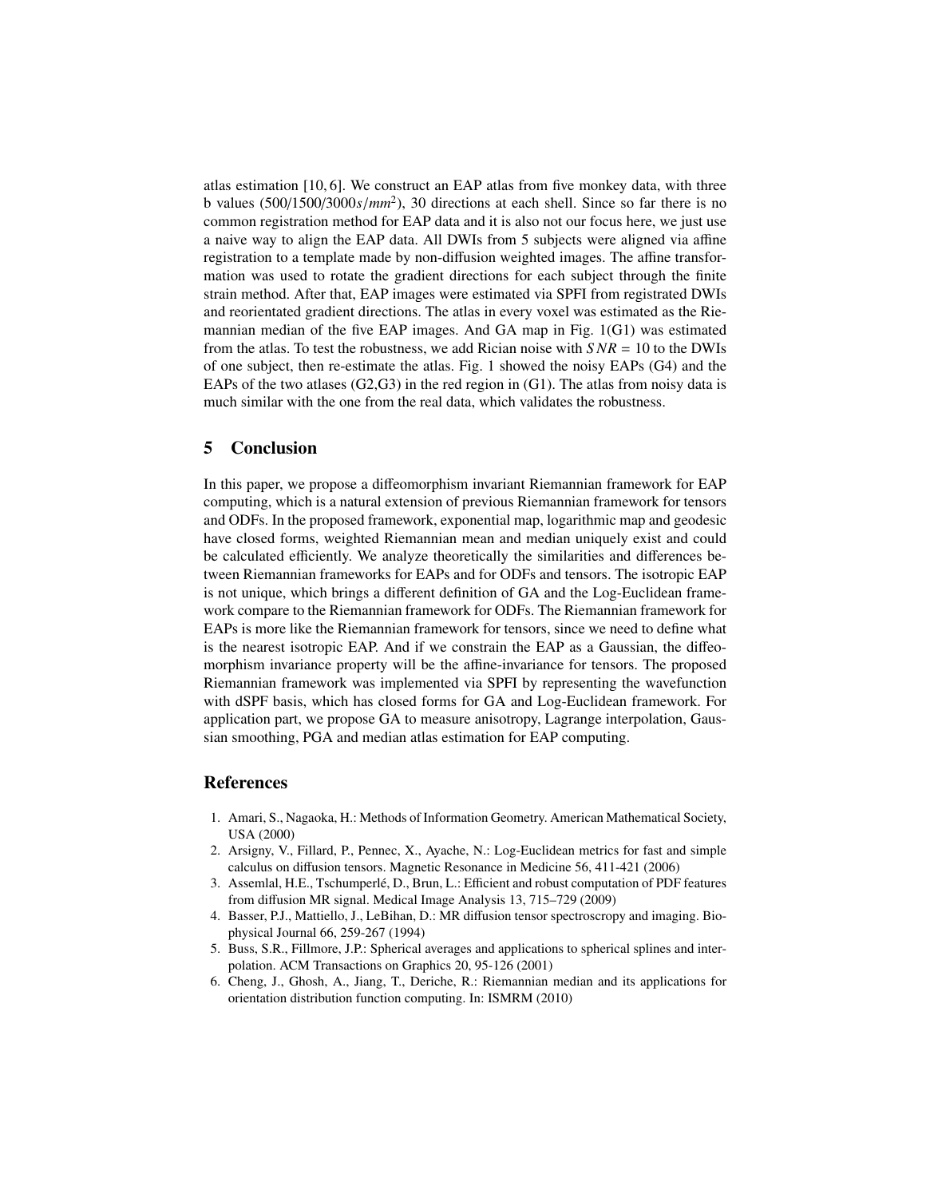atlas estimation [10, 6]. We construct an EAP atlas from five monkey data, with three b values ($500/1500/3000 s/mm^2$), 30 directions at each shell. Since so far there is no common registration method for EAP data and it is also not our focus here, we just use a naive way to align the EAP data. All DWIs from 5 subjects were aligned via affine registration to a template made by non-diffusion weighted images. The affine transformation was used to rotate the gradient directions for each subject through the finite strain method. After that, EAP images were estimated via SPFI from registrated DWIs and reorientated gradient directions. The atlas in every voxel was estimated as the Riemannian median of the five EAP images. And GA map in Fig. 1(G1) was estimated from the atlas. To test the robustness, we add Rician noise with $SNR = 10$ to the DWIs of one subject, then re-estimate the atlas. Fig. 1 showed the noisy EAPs (G4) and the EAPs of the two atlases (G2,G3) in the red region in (G1). The atlas from noisy data is much similar with the one from the real data, which validates the robustness.

## 5 Conclusion

In this paper, we propose a diffeomorphism invariant Riemannian framework for EAP computing, which is a natural extension of previous Riemannian framework for tensors and ODFs. In the proposed framework, exponential map, logarithmic map and geodesic have closed forms, weighted Riemannian mean and median uniquely exist and could be calculated efficiently. We analyze theoretically the similarities and differences between Riemannian frameworks for EAPs and for ODFs and tensors. The isotropic EAP is not unique, which brings a different definition of GA and the Log-Euclidean framework compare to the Riemannian framework for ODFs. The Riemannian framework for EAPs is more like the Riemannian framework for tensors, since we need to define what is the nearest isotropic EAP. And if we constrain the EAP as a Gaussian, the diffeomorphism invariance property will be the affine-invariance for tensors. The proposed Riemannian framework was implemented via SPFI by representing the wavefunction with dSPF basis, which has closed forms for GA and Log-Euclidean framework. For application part, we propose GA to measure anisotropy, Lagrange interpolation, Gaussian smoothing, PGA and median atlas estimation for EAP computing.

## References

1. Amari, S., Nagaoka, H.: Methods of Information Geometry. American Mathematical Society, USA (2000)
2. Arsigny, V., Fillard, P., Pennec, X., Ayache, N.: Log-Euclidean metrics for fast and simple calculus on diffusion tensors. Magnetic Resonance in Medicine 56, 411-421 (2006)
3. Assemlal, H.E., Tschumperlé, D., Brun, L.: Efficient and robust computation of PDF features from diffusion MR signal. Medical Image Analysis 13, 715–729 (2009)
4. Basser, P.J., Mattiello, J., LeBihan, D.: MR diffusion tensor spectroscropy and imaging. Biophysical Journal 66, 259-267 (1994)
5. Buss, S.R., Fillmore, J.P.: Spherical averages and applications to spherical splines and interpolation. ACM Transactions on Graphics 20, 95-126 (2001)
6. Cheng, J., Ghosh, A., Jiang, T., Deriche, R.: Riemannian median and its applications for orientation distribution function computing. In: ISMRM (2010)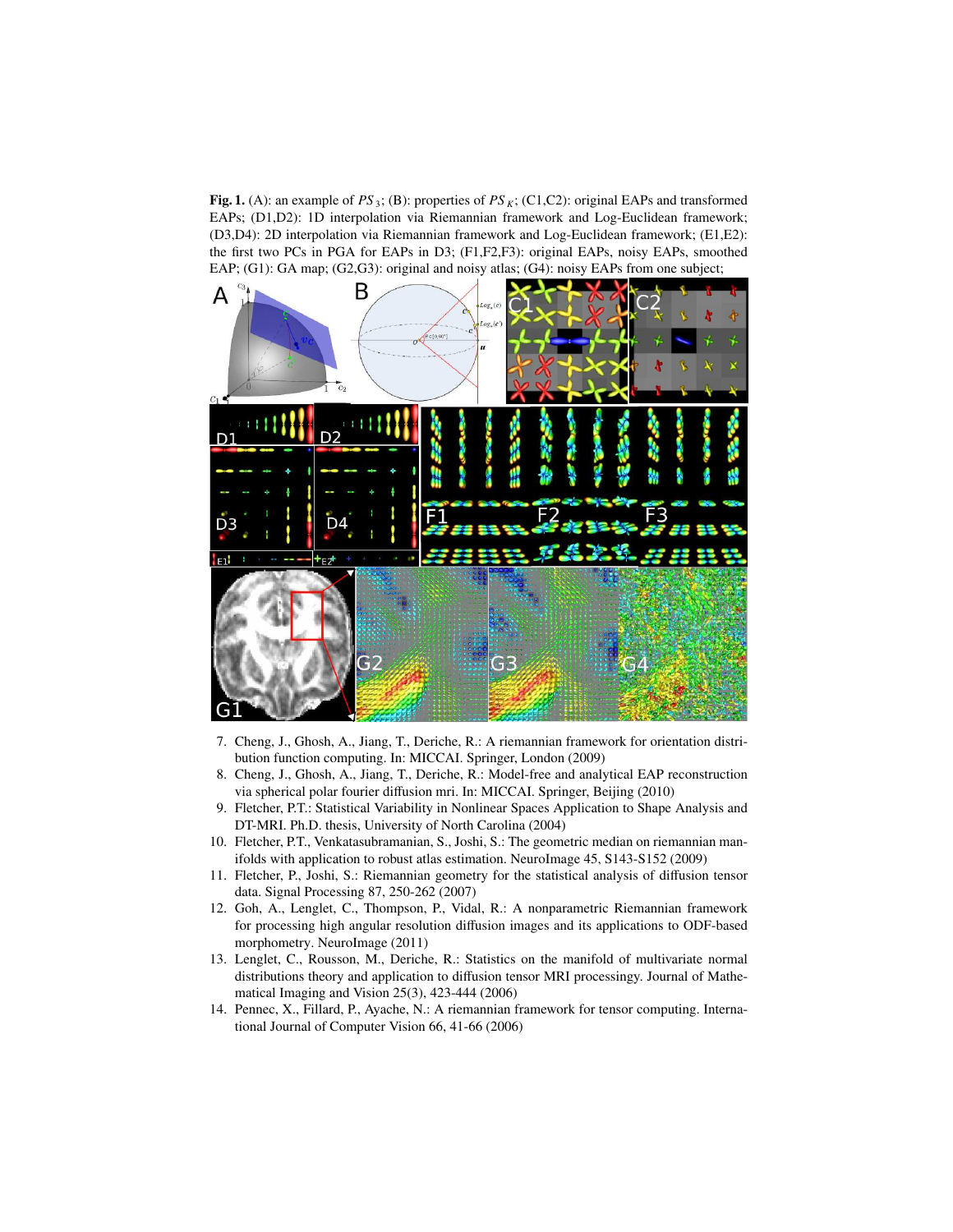**Fig. 1.** (A): an example of $PS_3$; (B): properties of $PS_K$; (C1,C2): original EAPs and transformed EAPs; (D1,D2): 1D interpolation via Riemannian framework and Log-Euclidean framework; (D3,D4): 2D interpolation via Riemannian framework and Log-Euclidean framework; (E1,E2): the first two PCs in PGA for EAPs in D3; (F1,F2,F3): original EAPs, noisy EAPs, smoothed EAP; (G1): GA map; (G2,G3): original and noisy atlas; (G4): noisy EAPs from one subject;

7. Cheng, J., Ghosh, A., Jiang, T., Deriche, R.: A riemannian framework for orientation distribution function computing. In: MICCAI. Springer, London (2009)
8. Cheng, J., Ghosh, A., Jiang, T., Deriche, R.: Model-free and analytical EAP reconstruction via spherical polar fourier diffusion mri. In: MICCAI. Springer, Beijing (2010)
9. Fletcher, P.T.: Statistical Variability in Nonlinear Spaces Application to Shape Analysis and DT-MRI. Ph.D. thesis, University of North Carolina (2004)
10. Fletcher, P.T., Venkatasubramanian, S., Joshi, S.: The geometric median on riemannian manifolds with application to robust atlas estimation. NeuroImage 45, S143-S152 (2009)
11. Fletcher, P., Joshi, S.: Riemannian geometry for the statistical analysis of diffusion tensor data. Signal Processing 87, 250-262 (2007)
12. Goh, A., Lenglet, C., Thompson, P., Vidal, R.: A nonparametric Riemannian framework for processing high angular resolution diffusion images and its applications to ODF-based morphometry. NeuroImage (2011)
13. Lenglet, C., Rousson, M., Deriche, R.: Statistics on the manifold of multivariate normal distributions theory and application to diffusion tensor MRI processingy. Journal of Mathematical Imaging and Vision 25(3), 423-444 (2006)
14. Pennec, X., Fillard, P., Ayache, N.: A riemannian framework for tensor computing. International Journal of Computer Vision 66, 41-66 (2006)